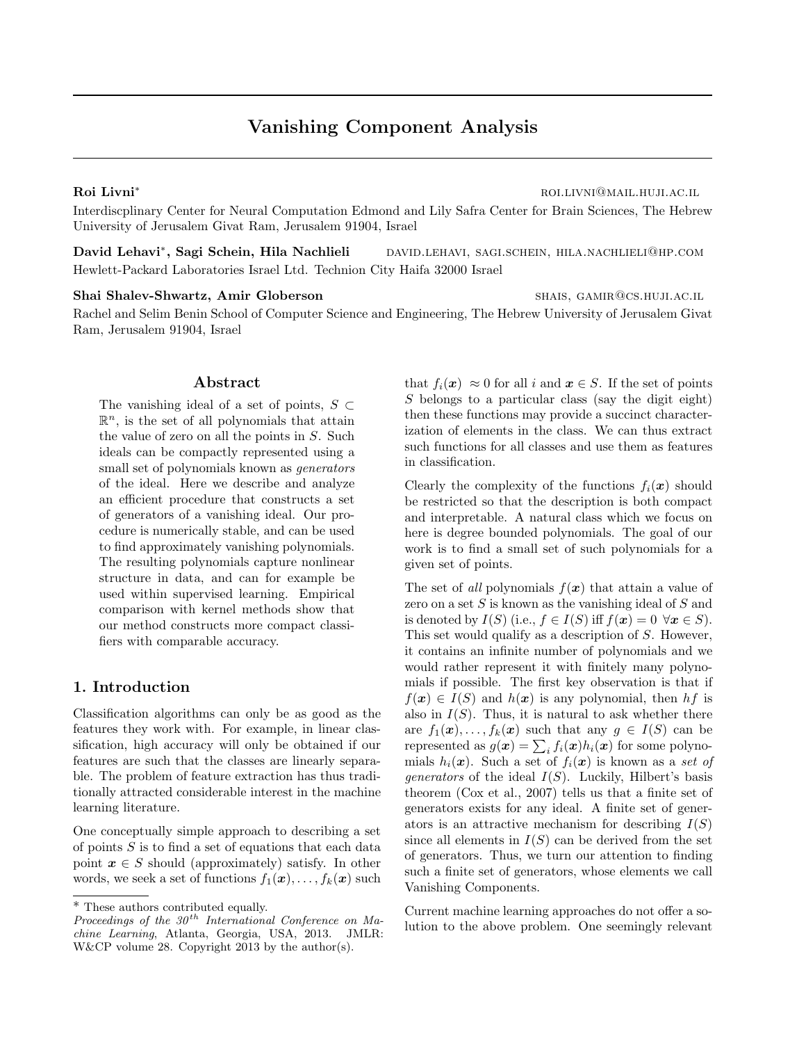# Vanishing Component Analysis

**Roi Livni*** ROI.LIVNI@MAIL.HUJI.AC.IL

Interdiscplinary Center for Neural Computation Edmond and Lily Safra Center for Brain Sciences, The Hebrew University of Jerusalem Givat Ram, Jerusalem 91904, Israel

**David Lehavi*, Sagi Schein, Hila Nachlieli** DAVID.LEHAVI, SAGI.SCHEIN, HILA.NACHLIELI@HP.COM

Hewlett-Packard Laboratories Israel Ltd. Technion City Haifa 32000 Israel

**Shai Shalev-Shwartz, Amir Globerson** SHAIS, GAMIR@CS.HUJI.AC.IL

Rachel and Selim Benin School of Computer Science and Engineering, The Hebrew University of Jerusalem Givat Ram, Jerusalem 91904, Israel

## Abstract

The vanishing ideal of a set of points, $S \subset \mathbb{R}^n$, is the set of all polynomials that attain the value of zero on all the points in $S$. Such ideals can be compactly represented using a small set of polynomials known as *generators* of the ideal. Here we describe and analyze an efficient procedure that constructs a set of generators of a vanishing ideal. Our procedure is numerically stable, and can be used to find approximately vanishing polynomials. The resulting polynomials capture nonlinear structure in data, and can for example be used within supervised learning. Empirical comparison with kernel methods show that our method constructs more compact classifiers with comparable accuracy.

## 1. Introduction

Classification algorithms can only be as good as the features they work with. For example, in linear classification, high accuracy will only be obtained if our features are such that the classes are linearly separable. The problem of feature extraction has thus traditionally attracted considerable interest in the machine learning literature.

One conceptually simple approach to describing a set of points $S$ is to find a set of equations that each data point $\boldsymbol{x} \in S$ should (approximately) satisfy. In other words, we seek a set of functions $f_1(\boldsymbol{x}), \ldots, f_k(\boldsymbol{x})$ such that $f_i(\boldsymbol{x}) \approx 0$ for all $i$ and $\boldsymbol{x} \in S$. If the set of points $S$ belongs to a particular class (say the digit eight) then these functions may provide a succinct characterization of elements in the class. We can thus extract such functions for all classes and use them as features in classification.

Clearly the complexity of the functions $f_i(\boldsymbol{x})$ should be restricted so that the description is both compact and interpretable. A natural class which we focus on here is degree bounded polynomials. The goal of our work is to find a small set of such polynomials for a given set of points.

The set of *all* polynomials $f(\boldsymbol{x})$ that attain a value of zero on a set $S$ is known as the vanishing ideal of $S$ and is denoted by $I(S)$ (i.e., $f \in I(S)$ iff $f(\boldsymbol{x}) = 0 \ \forall \boldsymbol{x} \in S$). This set would qualify as a description of $S$. However, it contains an infinite number of polynomials and we would rather represent it with finitely many polynomials if possible. The first key observation is that if $f(\boldsymbol{x}) \in I(S)$ and $h(\boldsymbol{x})$ is any polynomial, then $hf$ is also in $I(S)$. Thus, it is natural to ask whether there are $f_1(\boldsymbol{x}), \ldots, f_k(\boldsymbol{x})$ such that any $g \in I(S)$ can be represented as $g(\boldsymbol{x}) = \sum_i f_i(\boldsymbol{x}) h_i(\boldsymbol{x})$ for some polynomials $h_i(\boldsymbol{x})$. Such a set of $f_i(\boldsymbol{x})$ is known as a *set of generators* of the ideal $I(S)$. Luckily, Hilbert's basis theorem (Cox et al., 2007) tells us that a finite set of generators exists for any ideal. A finite set of generators is an attractive mechanism for describing $I(S)$ since all elements in $I(S)$ can be derived from the set of generators. Thus, we turn our attention to finding such a finite set of generators, whose elements we call Vanishing Components.

Current machine learning approaches do not offer a solution to the above problem. One seemingly relevant

* These authors contributed equally.

*Proceedings of the 30<sup>th</sup> International Conference on Machine Learning*, Atlanta, Georgia, USA, 2013. JMLR: W&CP volume 28. Copyright 2013 by the author(s).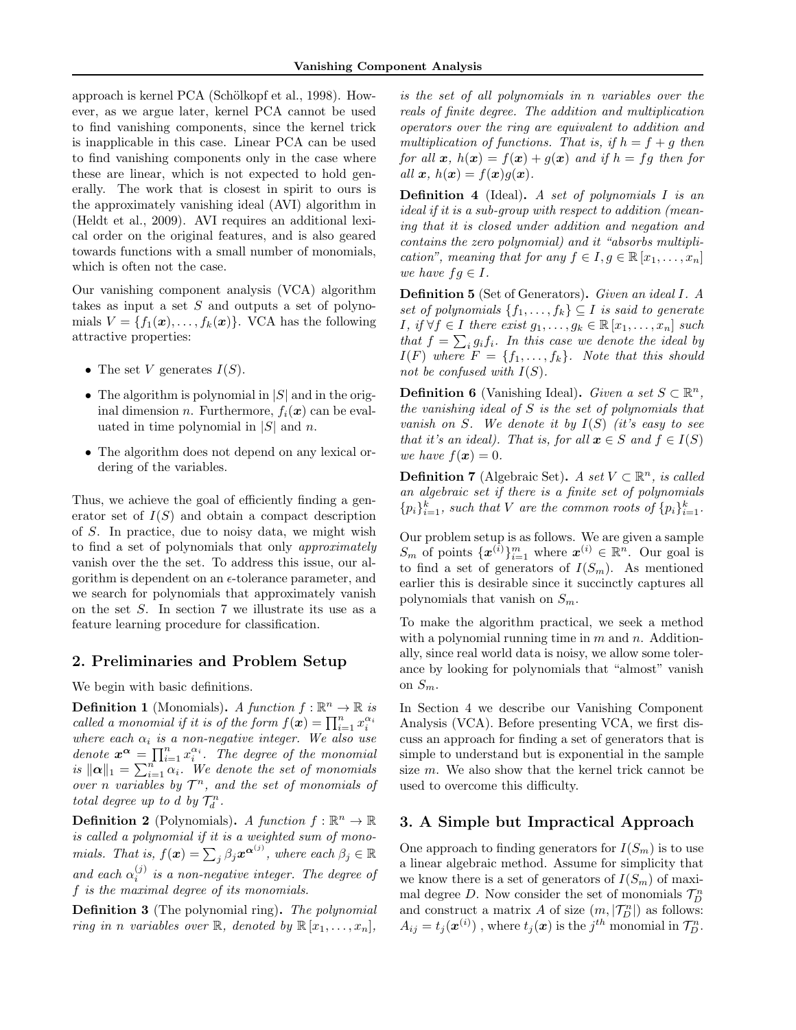approach is kernel PCA (Schölkopf et al., 1998). However, as we argue later, kernel PCA cannot be used to find vanishing components, since the kernel trick is inapplicable in this case. Linear PCA can be used to find vanishing components only in the case where these are linear, which is not expected to hold generally. The work that is closest in spirit to ours is the approximately vanishing ideal (AVI) algorithm in (Heldt et al., 2009). AVI requires an additional lexical order on the original features, and is also geared towards functions with a small number of monomials, which is often not the case.

Our vanishing component analysis (VCA) algorithm takes as input a set $S$ and outputs a set of polynomials $V = \{f_1(\boldsymbol{x}), \ldots, f_k(\boldsymbol{x})\}$. VCA has the following attractive properties:

- The set $V$ generates $I(S)$.
- The algorithm is polynomial in $|S|$ and in the original dimension $n$. Furthermore, $f_i(\boldsymbol{x})$ can be evaluated in time polynomial in $|S|$ and $n$.
- The algorithm does not depend on any lexical ordering of the variables.

Thus, we achieve the goal of efficiently finding a generator set of $I(S)$ and obtain a compact description of $S$. In practice, due to noisy data, we might wish to find a set of polynomials that only *approximately* vanish over the the set. To address this issue, our algorithm is dependent on an $\epsilon$-tolerance parameter, and we search for polynomials that approximately vanish on the set $S$. In section 7 we illustrate its use as a feature learning procedure for classification.

## 2. Preliminaries and Problem Setup

We begin with basic definitions.

**Definition 1** (Monomials). *A function $f : \mathbb{R}^n \to \mathbb{R}$ is called a monomial if it is of the form $f(\boldsymbol{x}) = \prod_{i=1}^n x_i^{\alpha_i}$ where each $\alpha_i$ is a non-negative integer. We also use denote $\boldsymbol{x}^{\boldsymbol{\alpha}} = \prod_{i=1}^n x_i^{\alpha_i}$. The degree of the monomial is $\|\boldsymbol{\alpha}\|_1 = \sum_{i=1}^n \alpha_i$. We denote the set of monomials over $n$ variables by $\mathcal{T}^n$, and the set of monomials of total degree up to $d$ by $\mathcal{T}_d^n$.*

**Definition 2** (Polynomials). *A function $f : \mathbb{R}^n \to \mathbb{R}$ is called a polynomial if it is a weighted sum of monomials. That is, $f(\boldsymbol{x}) = \sum_j \beta_j \boldsymbol{x}^{\boldsymbol{\alpha}^{(j)}}$, where each $\beta_j \in \mathbb{R}$ and each $\alpha_i^{(j)}$ is a non-negative integer. The degree of $f$ is the maximal degree of its monomials.*

**Definition 3** (The polynomial ring). *The polynomial ring in $n$ variables over $\mathbb{R}$, denoted by $\mathbb{R}[x_1, \ldots, x_n]$, is the set of all polynomials in $n$ variables over the reals of finite degree. The addition and multiplication operators over the ring are equivalent to addition and multiplication of functions. That is, if $h = f + g$ then for all $\boldsymbol{x}$, $h(\boldsymbol{x}) = f(\boldsymbol{x}) + g(\boldsymbol{x})$ and if $h = fg$ then for all $\boldsymbol{x}$, $h(\boldsymbol{x}) = f(\boldsymbol{x})g(\boldsymbol{x})$.*

**Definition 4** (Ideal). *A set of polynomials $I$ is an ideal if it is a sub-group with respect to addition (meaning that it is closed under addition and negation and contains the zero polynomial) and it "absorbs multiplication", meaning that for any $f \in I, g \in \mathbb{R}[x_1, \ldots, x_n]$ we have $fg \in I$.*

**Definition 5** (Set of Generators). *Given an ideal $I$. A set of polynomials $\{f_1, \ldots, f_k\} \subseteq I$ is said to generate $I$, if $\forall f \in I$ there exist $g_1, \ldots, g_k \in \mathbb{R}[x_1, \ldots, x_n]$ such that $f = \sum_i g_i f_i$. In this case we denote the ideal by $I(F)$ where $F = \{f_1, \ldots, f_k\}$. Note that this should not be confused with $I(S)$.*

**Definition 6** (Vanishing Ideal). *Given a set $S \subset \mathbb{R}^n$, the vanishing ideal of $S$ is the set of polynomials that vanish on $S$. We denote it by $I(S)$ (it's easy to see that it's an ideal). That is, for all $\boldsymbol{x} \in S$ and $f \in I(S)$ we have $f(\boldsymbol{x}) = 0$.*

**Definition 7** (Algebraic Set). *A set $V \subset \mathbb{R}^n$, is called an algebraic set if there is a finite set of polynomials $\{p_i\}_{i=1}^k$, such that $V$ are the common roots of $\{p_i\}_{i=1}^k$.*

Our problem setup is as follows. We are given a sample $S_m$ of points $\{\boldsymbol{x}^{(i)}\}_{i=1}^m$ where $\boldsymbol{x}^{(i)} \in \mathbb{R}^n$. Our goal is to find a set of generators of $I(S_m)$. As mentioned earlier this is desirable since it succinctly captures all polynomials that vanish on $S_m$.

To make the algorithm practical, we seek a method with a polynomial running time in $m$ and $n$. Additionally, since real world data is noisy, we allow some tolerance by looking for polynomials that "almost" vanish on $S_m$.

In Section 4 we describe our Vanishing Component Analysis (VCA). Before presenting VCA, we first discuss an approach for finding a set of generators that is simple to understand but is exponential in the sample size $m$. We also show that the kernel trick cannot be used to overcome this difficulty.

## 3. A Simple but Impractical Approach

One approach to finding generators for $I(S_m)$ is to use a linear algebraic method. Assume for simplicity that we know there is a set of generators of $I(S_m)$ of maximal degree $D$. Now consider the set of monomials $\mathcal{T}_D^n$ and construct a matrix $A$ of size $(m, |\mathcal{T}_D^n|)$ as follows: $A_{ij} = t_j(\boldsymbol{x}^{(i)})$ , where $t_j(\boldsymbol{x})$ is the $j^{th}$ monomial in $\mathcal{T}_D^n$.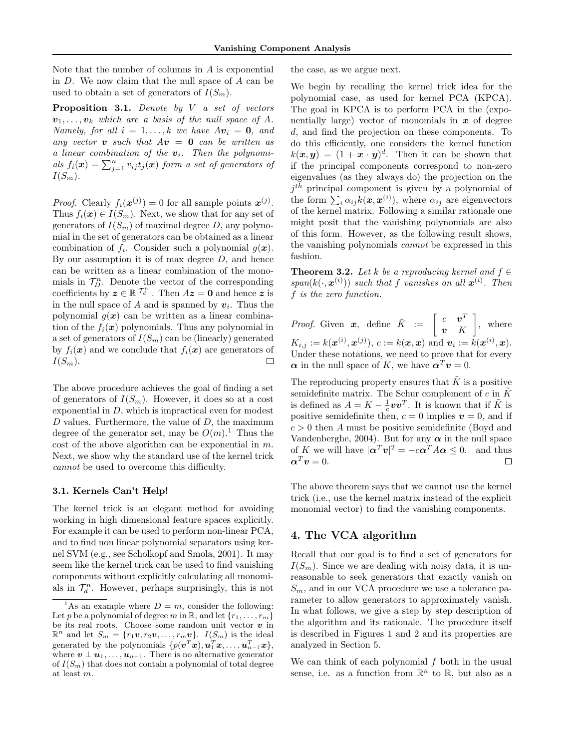Note that the number of columns in $A$ is exponential in $D$. We now claim that the null space of $A$ can be used to obtain a set of generators of $I(S_m)$.

**Proposition 3.1.** *Denote by $V$ a set of vectors $\boldsymbol{v}_1, \ldots, \boldsymbol{v}_k$ which are a basis of the null space of $A$. Namely, for all $i = 1, \ldots, k$ we have $A\boldsymbol{v}_i = \boldsymbol{0}$, and any vector $\boldsymbol{v}$ such that $A\boldsymbol{v} = \boldsymbol{0}$ can be written as a linear combination of the $\boldsymbol{v}_i$. Then the polynomials $f_i(\boldsymbol{x}) = \sum_{j=1}^{n} v_{ij} t_j(\boldsymbol{x})$ form a set of generators of $I(S_m)$.*

*Proof.* Clearly $f_i(\boldsymbol{x}^{(j)}) = 0$ for all sample points $\boldsymbol{x}^{(j)}$. Thus $f_i(\boldsymbol{x}) \in I(S_m)$. Next, we show that for any set of generators of $I(S_m)$ of maximal degree $D$, any polynomial in the set of generators can be obtained as a linear combination of $f_i$. Consider such a polynomial $g(\boldsymbol{x})$. By our assumption it is of max degree $D$, and hence can be written as a linear combination of the monomials in $\mathcal{T}_D^n$. Denote the vector of the corresponding coefficients by $\boldsymbol{z} \in \mathbb{R}^{|\mathcal{T}_d^n|}$. Then $A\boldsymbol{z} = \boldsymbol{0}$ and hence $\boldsymbol{z}$ is in the null space of $A$ and is spanned by $\boldsymbol{v}_i$. Thus the polynomial $g(\boldsymbol{x})$ can be written as a linear combination of the $f_i(\boldsymbol{x})$ polynomials. Thus any polynomial in a set of generators of $I(S_m)$ can be (linearly) generated by $f_i(\boldsymbol{x})$ and we conclude that $f_i(\boldsymbol{x})$ are generators of $I(S_m)$. $\square$

The above procedure achieves the goal of finding a set of generators of $I(S_m)$. However, it does so at a cost exponential in $D$, which is impractical even for modest $D$ values. Furthermore, the value of $D$, the maximum degree of the generator set, may be $O(m)$.[1] Thus the cost of the above algorithm can be exponential in $m$. Next, we show why the standard use of the kernel trick *cannot* be used to overcome this difficulty.

### 3.1. Kernels Can't Help!

The kernel trick is an elegant method for avoiding working in high dimensional feature spaces explicitly. For example it can be used to perform non-linear PCA, and to find non linear polynomial separators using kernel SVM (e.g., see Scholkopf and Smola, 2001). It may seem like the kernel trick can be used to find vanishing components without explicitly calculating all monomials in $\mathcal{T}_d^n$. However, perhaps surprisingly, this is not the case, as we argue next.

We begin by recalling the kernel trick idea for the polynomial case, as used for kernel PCA (KPCA). The goal in KPCA is to perform PCA in the (exponentially large) vector of monomials in $\boldsymbol{x}$ of degree $d$, and find the projection on these components. To do this efficiently, one considers the kernel function $k(\boldsymbol{x}, \boldsymbol{y}) = (1 + \boldsymbol{x} \cdot \boldsymbol{y})^d$. Then it can be shown that if the principal components correspond to non-zero eigenvalues (as they always do) the projection on the $j^{th}$ principal component is given by a polynomial of the form $\sum_i \alpha_{ij} k(\boldsymbol{x}, \boldsymbol{x}^{(i)})$, where $\alpha_{ij}$ are eigenvectors of the kernel matrix. Following a similar rationale one might posit that the vanishing polynomials are also of this form. However, as the following result shows, the vanishing polynomials *cannot* be expressed in this fashion.

**Theorem 3.2.** *Let $k$ be a reproducing kernel and $f \in span(k(\cdot, \boldsymbol{x}^{(i)}))$ such that $f$ vanishes on all $\boldsymbol{x}^{(i)}$. Then $f$ is the zero function.*

*Proof.* Given $\boldsymbol{x}$, define $\tilde{K} := \begin{bmatrix} c & \boldsymbol{v}^T \\ \boldsymbol{v} & K \end{bmatrix}$, where $K_{i,j} := k(\boldsymbol{x}^{(i)}, \boldsymbol{x}^{(j)})$, $c := k(\boldsymbol{x}, \boldsymbol{x})$ and $\boldsymbol{v}_i := k(\boldsymbol{x}^{(i)}, \boldsymbol{x})$. Under these notations, we need to prove that for every $\boldsymbol{\alpha}$ in the null space of $K$, we have $\boldsymbol{\alpha}^T \boldsymbol{v} = 0$.

The reproducing property ensures that $\tilde{K}$ is a positive semidefinite matrix. The Schur complement of $c$ in $\tilde{K}$ is defined as $A = K - \frac{1}{c}\boldsymbol{v}\boldsymbol{v}^T$. It is known that if $\tilde{K}$ is positive semidefinite then, $c = 0$ implies $\boldsymbol{v} = 0$, and if $c > 0$ then $A$ must be positive semidefinite (Boyd and Vandenberghe, 2004). But for any $\boldsymbol{\alpha}$ in the null space of $K$ we will have $|\boldsymbol{\alpha}^T \boldsymbol{v}|^2 = -c\boldsymbol{\alpha}^T A \boldsymbol{\alpha} \leq 0$. and thus $\boldsymbol{\alpha}^T \boldsymbol{v} = 0$. $\square$

The above theorem says that we cannot use the kernel trick (i.e., use the kernel matrix instead of the explicit monomial vector) to find the vanishing components.

## 4. The VCA algorithm

Recall that our goal is to find a set of generators for $I(S_m)$. Since we are dealing with noisy data, it is unreasonable to seek generators that exactly vanish on $S_m$, and in our VCA procedure we use a tolerance parameter to allow generators to approximately vanish. In what follows, we give a step by step description of the algorithm and its rationale. The procedure itself is described in Figures 1 and 2 and its properties are analyzed in Section 5.

We can think of each polynomial $f$ both in the usual sense, i.e. as a function from $\mathbb{R}^n$ to $\mathbb{R}$, but also as a

---

[1] As an example where $D = m$, consider the following: Let $p$ be a polynomial of degree $m$ in $\mathbb{R}$, and let $\{r_1, \ldots, r_m\}$ be its real roots. Choose some random unit vector $\boldsymbol{v}$ in $\mathbb{R}^n$ and let $S_m = \{r_1\boldsymbol{v}, r_2\boldsymbol{v}, \ldots, r_m\boldsymbol{v}\}$. $I(S_m)$ is the ideal generated by the polynomials $\{p(\boldsymbol{v}^T\boldsymbol{x}), \boldsymbol{u}_1^T\boldsymbol{x}, \ldots, \boldsymbol{u}_{n-1}^T\boldsymbol{x}\}$, where $\boldsymbol{v} \perp \boldsymbol{u}_1, \ldots, \boldsymbol{u}_{n-1}$. There is no alternative generator of $I(S_m)$ that does not contain a polynomial of total degree at least $m$.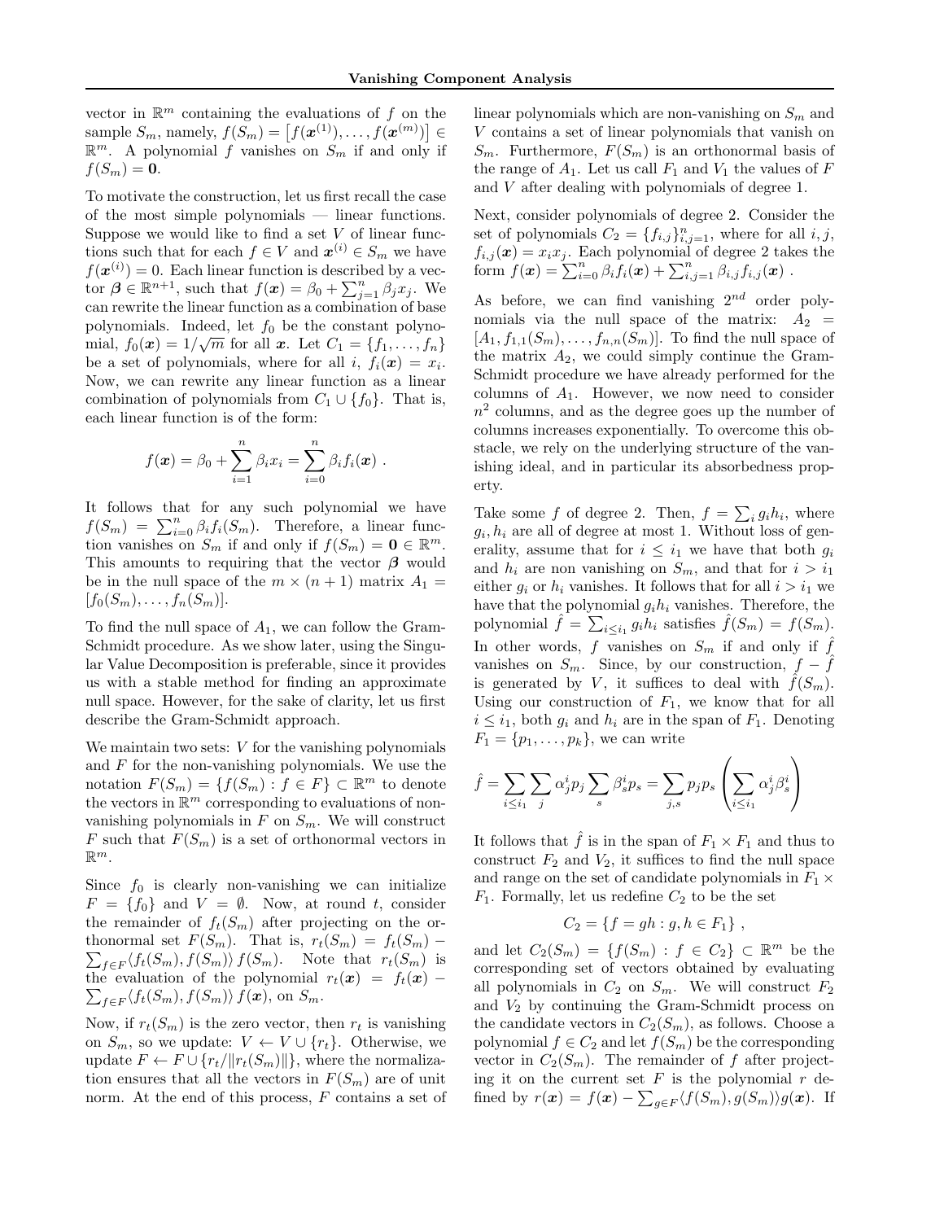vector in $\mathbb{R}^m$ containing the evaluations of $f$ on the sample $S_m$, namely, $f(S_m) = \left[f(\boldsymbol{x}^{(1)}), \ldots, f(\boldsymbol{x}^{(m)})\right] \in \mathbb{R}^m$. A polynomial $f$ vanishes on $S_m$ if and only if $f(S_m) = \mathbf{0}$.

To motivate the construction, let us first recall the case of the most simple polynomials — linear functions. Suppose we would like to find a set $V$ of linear functions such that for each $f \in V$ and $\boldsymbol{x}^{(i)} \in S_m$ we have $f(\boldsymbol{x}^{(i)}) = 0$. Each linear function is described by a vector $\boldsymbol{\beta} \in \mathbb{R}^{n+1}$, such that $f(\boldsymbol{x}) = \beta_0 + \sum_{j=1}^n \beta_j x_j$. We can rewrite the linear function as a combination of base polynomials. Indeed, let $f_0$ be the constant polynomial, $f_0(\boldsymbol{x}) = 1/\sqrt{m}$ for all $\boldsymbol{x}$. Let $C_1 = \{f_1, \ldots, f_n\}$ be a set of polynomials, where for all $i$, $f_i(\boldsymbol{x}) = x_i$. Now, we can rewrite any linear function as a linear combination of polynomials from $C_1 \cup \{f_0\}$. That is, each linear function is of the form:

$$f(\boldsymbol{x}) = \beta_0 + \sum_{i=1}^n \beta_i x_i = \sum_{i=0}^n \beta_i f_i(\boldsymbol{x}) \; .$$

It follows that for any such polynomial we have $f(S_m) = \sum_{i=0}^n \beta_i f_i(S_m)$. Therefore, a linear function vanishes on $S_m$ if and only if $f(S_m) = \mathbf{0} \in \mathbb{R}^m$. This amounts to requiring that the vector $\boldsymbol{\beta}$ would be in the null space of the $m \times (n+1)$ matrix $A_1 = [f_0(S_m), \ldots, f_n(S_m)]$.

To find the null space of $A_1$, we can follow the Gram-Schmidt procedure. As we show later, using the Singular Value Decomposition is preferable, since it provides us with a stable method for finding an approximate null space. However, for the sake of clarity, let us first describe the Gram-Schmidt approach.

We maintain two sets: $V$ for the vanishing polynomials and $F$ for the non-vanishing polynomials. We use the notation $F(S_m) = \{f(S_m) : f \in F\} \subset \mathbb{R}^m$ to denote the vectors in $\mathbb{R}^m$ corresponding to evaluations of non-vanishing polynomials in $F$ on $S_m$. We will construct $F$ such that $F(S_m)$ is a set of orthonormal vectors in $\mathbb{R}^m$.

Since $f_0$ is clearly non-vanishing we can initialize $F = \{f_0\}$ and $V = \emptyset$. Now, at round $t$, consider the remainder of $f_t(S_m)$ after projecting on the orthonormal set $F(S_m)$. That is, $r_t(S_m) = f_t(S_m) - \sum_{f \in F} \langle f_t(S_m), f(S_m) \rangle f(S_m)$. Note that $r_t(S_m)$ is the evaluation of the polynomial $r_t(\boldsymbol{x}) = f_t(\boldsymbol{x}) - \sum_{f \in F} \langle f_t(S_m), f(S_m) \rangle f(\boldsymbol{x})$, on $S_m$.

Now, if $r_t(S_m)$ is the zero vector, then $r_t$ is vanishing on $S_m$, so we update: $V \leftarrow V \cup \{r_t\}$. Otherwise, we update $F \leftarrow F \cup \{r_t/\|r_t(S_m)\|\}$, where the normalization ensures that all the vectors in $F(S_m)$ are of unit norm. At the end of this process, $F$ contains a set of linear polynomials which are non-vanishing on $S_m$ and $V$ contains a set of linear polynomials that vanish on $S_m$. Furthermore, $F(S_m)$ is an orthonormal basis of the range of $A_1$. Let us call $F_1$ and $V_1$ the values of $F$ and $V$ after dealing with polynomials of degree 1.

Next, consider polynomials of degree 2. Consider the set of polynomials $C_2 = \{f_{i,j}\}_{i,j=1}^n$, where for all $i, j$, $f_{i,j}(\boldsymbol{x}) = x_i x_j$. Each polynomial of degree 2 takes the form $f(\boldsymbol{x}) = \sum_{i=0}^n \beta_i f_i(\boldsymbol{x}) + \sum_{i,j=1}^n \beta_{i,j} f_{i,j}(\boldsymbol{x})$ .

As before, we can find vanishing $2^{nd}$ order polynomials via the null space of the matrix: $A_2 = [A_1, f_{1,1}(S_m), \ldots, f_{n,n}(S_m)]$. To find the null space of the matrix $A_2$, we could simply continue the Gram-Schmidt procedure we have already performed for the columns of $A_1$. However, we now need to consider $n^2$ columns, and as the degree goes up the number of columns increases exponentially. To overcome this obstacle, we rely on the underlying structure of the vanishing ideal, and in particular its absorbedness property.

Take some $f$ of degree 2. Then, $f = \sum_i g_i h_i$, where $g_i, h_i$ are all of degree at most 1. Without loss of generality, assume that for $i \leq i_1$ we have that both $g_i$ and $h_i$ are non vanishing on $S_m$, and that for $i > i_1$ either $g_i$ or $h_i$ vanishes. It follows that for all $i > i_1$ we have that the polynomial $g_i h_i$ vanishes. Therefore, the polynomial $\hat{f} = \sum_{i \leq i_1} g_i h_i$ satisfies $\hat{f}(S_m) = f(S_m)$. In other words, $f$ vanishes on $S_m$ if and only if $\hat{f}$ vanishes on $S_m$. Since, by our construction, $f - \hat{f}$ is generated by $V$, it suffices to deal with $\hat{f}(S_m)$. Using our construction of $F_1$, we know that for all $i \leq i_1$, both $g_i$ and $h_i$ are in the span of $F_1$. Denoting $F_1 = \{p_1, \ldots, p_k\}$, we can write

$$\hat{f} = \sum_{i \leq i_1} \sum_j \alpha_j^i p_j \sum_s \beta_s^i p_s = \sum_{j,s} p_j p_s \left( \sum_{i \leq i_1} \alpha_j^i \beta_s^i \right)$$

It follows that $\hat{f}$ is in the span of $F_1 \times F_1$ and thus to construct $F_2$ and $V_2$, it suffices to find the null space and range on the set of candidate polynomials in $F_1 \times F_1$. Formally, let us redefine $C_2$ to be the set

$$C_2 = \{f = gh : g, h \in F_1\} \; ,$$

and let $C_2(S_m) = \{f(S_m) : f \in C_2\} \subset \mathbb{R}^m$ be the corresponding set of vectors obtained by evaluating all polynomials in $C_2$ on $S_m$. We will construct $F_2$ and $V_2$ by continuing the Gram-Schmidt process on the candidate vectors in $C_2(S_m)$, as follows. Choose a polynomial $f \in C_2$ and let $f(S_m)$ be the corresponding vector in $C_2(S_m)$. The remainder of $f$ after projecting it on the current set $F$ is the polynomial $r$ defined by $r(\boldsymbol{x}) = f(\boldsymbol{x}) - \sum_{g \in F} \langle f(S_m), g(S_m) \rangle g(\boldsymbol{x})$. If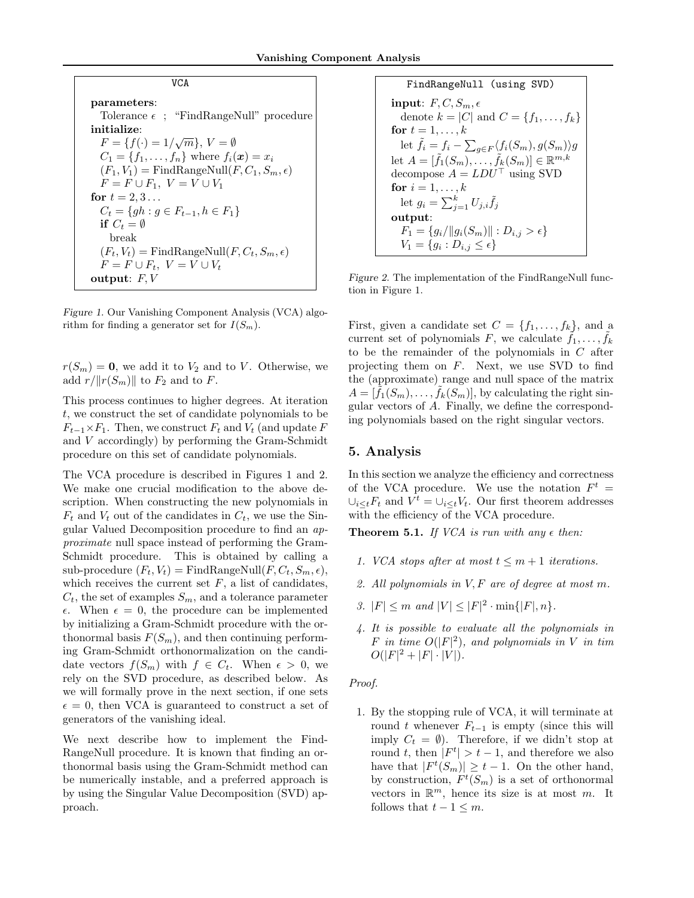```
VCA

parameters:
  Tolerance ε ; "FindRangeNull" procedure
initialize:
  F = {f(·) = 1/√m}, V = ∅
  C_1 = {f_1, ..., f_n} where f_i(x) = x_i
  (F_1, V_1) = FindRangeNull(F, C_1, S_m, ε)
  F = F ∪ F_1, V = V ∪ V_1
for t = 2, 3 ...
  C_t = {gh : g ∈ F_{t-1}, h ∈ F_1}
  if C_t = ∅
    break
  (F_t, V_t) = FindRangeNull(F, C_t, S_m, ε)
  F = F ∪ F_t, V = V ∪ V_t
output: F, V
```

*Figure 1.* Our Vanishing Component Analysis (VCA) algorithm for finding a generator set for $I(S_m)$.

```
FindRangeNull (using SVD)

input: F, C, S_m, ε
  denote k = |C| and C = {f_1, ..., f_k}
for t = 1, ..., k
  let f̃_i = f_i − Σ_{g∈F} ⟨f_i(S_m), g(S_m)⟩ g
let A = [f̃_1(S_m), ..., f̃_k(S_m)] ∈ R^{m,k}
decompose A = L D U^⊤ using SVD
for i = 1, ..., k
  let g_i = Σ_{j=1}^k U_{j,i} f̃_j
output:
  F_1 = {g_i / ||g_i(S_m)|| : D_{i,j} > ε}
  V_1 = {g_i : D_{i,j} ≤ ε}
```

*Figure 2.* The implementation of the FindRangeNull function in Figure 1.

$r(S_m) = \mathbf{0}$, we add it to $V_2$ and to $V$. Otherwise, we add $r/\|r(S_m)\|$ to $F_2$ and to $F$.

This process continues to higher degrees. At iteration $t$, we construct the set of candidate polynomials to be $F_{t-1} \times F_1$. Then, we construct $F_t$ and $V_t$ (and update $F$ and $V$ accordingly) by performing the Gram-Schmidt procedure on this set of candidate polynomials.

The VCA procedure is described in Figures 1 and 2. We make one crucial modification to the above description. When constructing the new polynomials in $F_t$ and $V_t$ out of the candidates in $C_t$, we use the Singular Valued Decomposition procedure to find an *approximate* null space instead of performing the Gram-Schmidt procedure. This is obtained by calling a sub-procedure $(F_t, V_t) = \text{FindRangeNull}(F, C_t, S_m, \epsilon)$, which receives the current set $F$, a list of candidates, $C_t$, the set of examples $S_m$, and a tolerance parameter $\epsilon$. When $\epsilon = 0$, the procedure can be implemented by initializing a Gram-Schmidt procedure with the orthonormal basis $F(S_m)$, and then continuing performing Gram-Schmidt orthonormalization on the candidate vectors $f(S_m)$ with $f \in C_t$. When $\epsilon > 0$, we rely on the SVD procedure, as described below. As we will formally prove in the next section, if one sets $\epsilon = 0$, then VCA is guaranteed to construct a set of generators of the vanishing ideal.

We next describe how to implement the FindRangeNull procedure. It is known that finding an orthonormal basis using the Gram-Schmidt method can be numerically instable, and a preferred approach is by using the Singular Value Decomposition (SVD) approach.

First, given a candidate set $C = \{f_1, \ldots, f_k\}$, and a current set of polynomials $F$, we calculate $\tilde{f}_1, \ldots, \tilde{f}_k$ to be the remainder of the polynomials in $C$ after projecting them on $F$. Next, we use SVD to find the (approximate) range and null space of the matrix $A = [\tilde{f}_1(S_m), \ldots, \tilde{f}_k(S_m)]$, by calculating the right singular vectors of $A$. Finally, we define the corresponding polynomials based on the right singular vectors.

## 5. Analysis

In this section we analyze the efficiency and correctness of the VCA procedure. We use the notation $F^t = \cup_{i \le t} F_t$ and $V^t = \cup_{i \le t} V_t$. Our first theorem addresses with the efficiency of the VCA procedure.

**Theorem 5.1.** *If VCA is run with any $\epsilon$ then:*

1. *VCA stops after at most $t \le m+1$ iterations.*
2. *All polynomials in $V, F$ are of degree at most $m$.*
3. *$|F| \le m$ and $|V| \le |F|^2 \cdot \min\{|F|, n\}$.*
4. *It is possible to evaluate all the polynomials in $F$ in time $O(|F|^2)$, and polynomials in $V$ in tim $O(|F|^2 + |F| \cdot |V|)$.*

*Proof.*

1. By the stopping rule of VCA, it will terminate at round $t$ whenever $F_{t-1}$ is empty (since this will imply $C_t = \emptyset$). Therefore, if we didn't stop at round $t$, then $|F^t| > t-1$, and therefore we also have that $|F^t(S_m)| \ge t-1$. On the other hand, by construction, $F^t(S_m)$ is a set of orthonormal vectors in $\mathbb{R}^m$, hence its size is at most $m$. It follows that $t - 1 \le m$.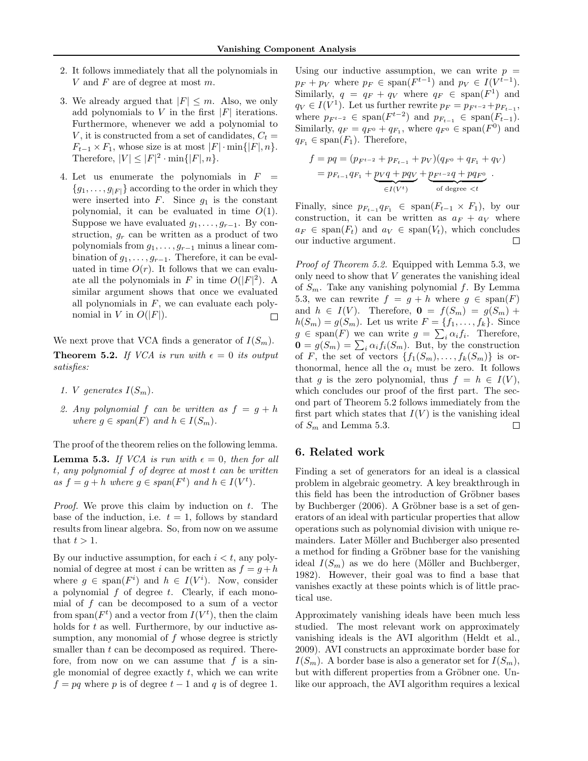2. It follows immediately that all the polynomials in $V$ and $F$ are of degree at most $m$.

3. We already argued that $|F| \leq m$. Also, we only add polynomials to $V$ in the first $|F|$ iterations. Furthermore, whenever we add a polynomial to $V$, it is constructed from a set of candidates, $C_t = F_{t-1} \times F_1$, whose size is at most $|F| \cdot \min\{|F|, n\}$. Therefore, $|V| \leq |F|^2 \cdot \min\{|F|, n\}$.

4. Let us enumerate the polynomials in $F = \{g_1, \ldots, g_{|F|}\}$ according to the order in which they were inserted into $F$. Since $g_1$ is the constant polynomial, it can be evaluated in time $O(1)$. Suppose we have evaluated $g_1, \ldots, g_{r-1}$. By construction, $g_r$ can be written as a product of two polynomials from $g_1, \ldots, g_{r-1}$ minus a linear combination of $g_1, \ldots, g_{r-1}$. Therefore, it can be evaluated in time $O(r)$. It follows that we can evaluate all the polynomials in $F$ in time $O(|F|^2)$. A similar argument shows that once we evaluated all polynomials in $F$, we can evaluate each polynomial in $V$ in $O(|F|)$. □

We next prove that VCA finds a generator of $I(S_m)$.

**Theorem 5.2.** *If VCA is run with $\epsilon = 0$ its output satisfies:*

1. *$V$ generates $I(S_m)$.*
2. *Any polynomial $f$ can be written as $f = g + h$ where $g \in span(F)$ and $h \in I(S_m)$.*

The proof of the theorem relies on the following lemma.

**Lemma 5.3.** *If VCA is run with $\epsilon = 0$, then for all $t$, any polynomial $f$ of degree at most $t$ can be written as $f = g + h$ where $g \in span(F^t)$ and $h \in I(V^t)$.*

*Proof.* We prove this claim by induction on $t$. The base of the induction, i.e. $t = 1$, follows by standard results from linear algebra. So, from now on we assume that $t > 1$.

By our inductive assumption, for each $i < t$, any polynomial of degree at most $i$ can be written as $f = g + h$ where $g \in \text{span}(F^i)$ and $h \in I(V^i)$. Now, consider a polynomial $f$ of degree $t$. Clearly, if each monomial of $f$ can be decomposed to a sum of a vector from $\text{span}(F^t)$ and a vector from $I(V^t)$, then the claim holds for $t$ as well. Furthermore, by our inductive assumption, any monomial of $f$ whose degree is strictly smaller than $t$ can be decomposed as required. Therefore, from now on we can assume that $f$ is a single monomial of degree exactly $t$, which we can write $f = pq$ where $p$ is of degree $t-1$ and $q$ is of degree 1.

Using our inductive assumption, we can write $p = p_F + p_V$ where $p_F \in \text{span}(F^{t-1})$ and $p_V \in I(V^{t-1})$. Similarly, $q = q_F + q_V$ where $q_F \in \text{span}(F^1)$ and $q_V \in I(V^1)$. Let us further rewrite $p_F = p_{F^{t-2}} + p_{F_{t-1}}$, where $p_{F^{t-2}} \in \text{span}(F^{t-2})$ and $p_{F_{t-1}} \in \text{span}(F_{t-1})$. Similarly, $q_F = q_{F^0} + q_{F_1}$, where $q_{F^0} \in \text{span}(F^0)$ and $q_{F_1} \in \text{span}(F_1)$. Therefore,

$$
\begin{aligned}
f = pq &= (p_{F^{t-2}} + p_{F_{t-1}} + p_V)(q_{F^0} + q_{F_1} + q_V) \\
&= p_{F_{t-1}} q_{F_1} + \underbrace{p_V q + p q_V}_{\in I(V^t)} + \underbrace{p_{F^{t-2}} q + p q_{F^0}}_{\text{of degree } < t} .
\end{aligned}
$$

Finally, since $p_{F_{t-1}} q_{F_1} \in \text{span}(F_{t-1} \times F_1)$, by our construction, it can be written as $a_F + a_V$ where $a_F \in \text{span}(F_t)$ and $a_V \in \text{span}(V_t)$, which concludes our inductive argument. □

*Proof of Theorem 5.2.* Equipped with Lemma 5.3, we only need to show that $V$ generates the vanishing ideal of $S_m$. Take any vanishing polynomial $f$. By Lemma 5.3, we can rewrite $f = g + h$ where $g \in \text{span}(F)$ and $h \in I(V)$. Therefore, $\mathbf{0} = f(S_m) = g(S_m) + h(S_m) = g(S_m)$. Let us write $F = \{f_1, \ldots, f_k\}$. Since $g \in \text{span}(F)$ we can write $g = \sum_i \alpha_i f_i$. Therefore, $\mathbf{0} = g(S_m) = \sum_i \alpha_i f_i(S_m)$. But, by the construction of $F$, the set of vectors $\{f_1(S_m), \ldots, f_k(S_m)\}$ is orthonormal, hence all the $\alpha_i$ must be zero. It follows that $g$ is the zero polynomial, thus $f = h \in I(V)$, which concludes our proof of the first part. The second part of Theorem 5.2 follows immediately from the first part which states that $I(V)$ is the vanishing ideal of $S_m$ and Lemma 5.3. □

## 6. Related work

Finding a set of generators for an ideal is a classical problem in algebraic geometry. A key breakthrough in this field has been the introduction of Gröbner bases by Buchberger (2006). A Gröbner base is a set of generators of an ideal with particular properties that allow operations such as polynomial division with unique remainders. Later Möller and Buchberger also presented a method for finding a Gröbner base for the vanishing ideal $I(S_m)$ as we do here (Möller and Buchberger, 1982). However, their goal was to find a base that vanishes exactly at these points which is of little practical use.

Approximately vanishing ideals have been much less studied. The most relevant work on approximately vanishing ideals is the AVI algorithm (Heldt et al., 2009). AVI constructs an approximate border base for $I(S_m)$. A border base is also a generator set for $I(S_m)$, but with different properties from a Gröbner one. Unlike our approach, the AVI algorithm requires a lexical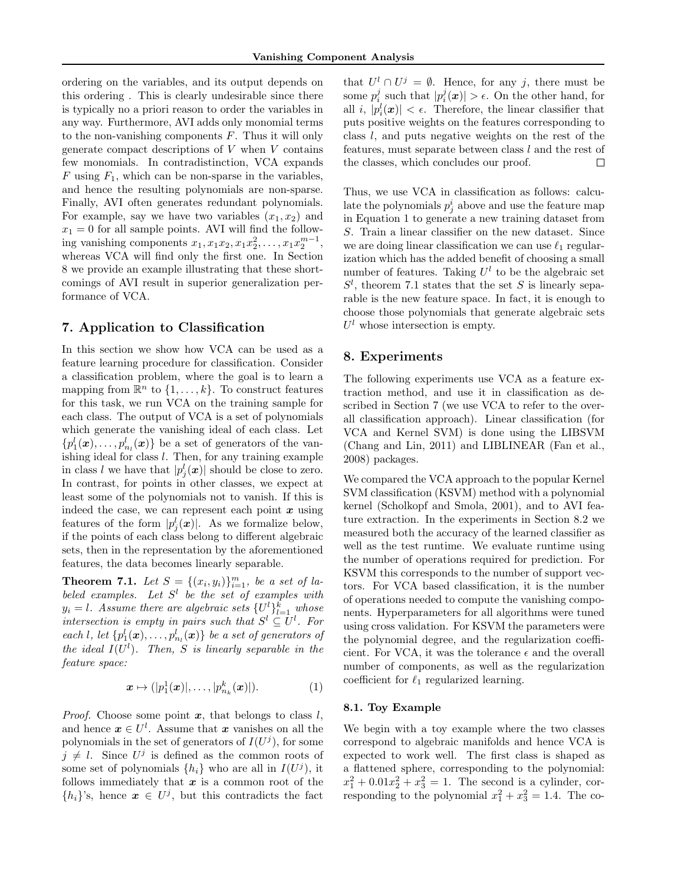ordering on the variables, and its output depends on this ordering . This is clearly undesirable since there is typically no a priori reason to order the variables in any way. Furthermore, AVI adds only monomial terms to the non-vanishing components $F$. Thus it will only generate compact descriptions of $V$ when $V$ contains few monomials. In contradistinction, VCA expands $F$ using $F_1$, which can be non-sparse in the variables, and hence the resulting polynomials are non-sparse. Finally, AVI often generates redundant polynomials. For example, say we have two variables $(x_1, x_2)$ and $x_1 = 0$ for all sample points. AVI will find the following vanishing components $x_1, x_1x_2, x_1x_2^2, \ldots, x_1x_2^{m-1}$, whereas VCA will find only the first one. In Section 8 we provide an example illustrating that these shortcomings of AVI result in superior generalization performance of VCA.

## 7. Application to Classification

In this section we show how VCA can be used as a feature learning procedure for classification. Consider a classification problem, where the goal is to learn a mapping from $\mathbb{R}^n$ to $\{1, \ldots, k\}$. To construct features for this task, we run VCA on the training sample for each class. The output of VCA is a set of polynomials which generate the vanishing ideal of each class. Let $\{p_1^l(\boldsymbol{x}), \ldots, p_{n_l}^l(\boldsymbol{x})\}$ be a set of generators of the vanishing ideal for class $l$. Then, for any training example in class $l$ we have that $|p_j^l(\boldsymbol{x})|$ should be close to zero. In contrast, for points in other classes, we expect at least some of the polynomials not to vanish. If this is indeed the case, we can represent each point $\boldsymbol{x}$ using features of the form $|p_j^l(\boldsymbol{x})|$. As we formalize below, if the points of each class belong to different algebraic sets, then in the representation by the aforementioned features, the data becomes linearly separable.

**Theorem 7.1.** *Let $S = \{(x_i, y_i)\}_{i=1}^m$, be a set of labeled examples. Let $S^l$ be the set of examples with $y_i = l$. Assume there are algebraic sets $\{U^l\}_{l=1}^k$ whose intersection is empty in pairs such that $S^l \subseteq U^l$. For each $l$, let $\{p_1^l(\boldsymbol{x}), \ldots, p_{n_l}^l(\boldsymbol{x})\}$ be a set of generators of the ideal $I(U^l)$. Then, $S$ is linearly separable in the feature space:*

$$\boldsymbol{x} \mapsto (|p_1^1(\boldsymbol{x})|, \ldots, |p_{n_k}^k(\boldsymbol{x})|). \tag{1}$$

*Proof.* Choose some point $\boldsymbol{x}$, that belongs to class $l$, and hence $\boldsymbol{x} \in U^l$. Assume that $\boldsymbol{x}$ vanishes on all the polynomials in the set of generators of $I(U^j)$, for some $j \neq l$. Since $U^j$ is defined as the common roots of some set of polynomials $\{h_i\}$ who are all in $I(U^j)$, it follows immediately that $\boldsymbol{x}$ is a common root of the $\{h_i\}$'s, hence $\boldsymbol{x} \in U^j$, but this contradicts the fact that $U^l \cap U^j = \emptyset$. Hence, for any $j$, there must be some $p_i^j$ such that $|p_i^j(\boldsymbol{x})| > \epsilon$. On the other hand, for all $i$, $|p_i^l(\boldsymbol{x})| < \epsilon$. Therefore, the linear classifier that puts positive weights on the features corresponding to class $l$, and puts negative weights on the rest of the features, must separate between class $l$ and the rest of the classes, which concludes our proof. □

Thus, we use VCA in classification as follows: calculate the polynomials $p_j^i$ above and use the feature map in Equation 1 to generate a new training dataset from $S$. Train a linear classifier on the new dataset. Since we are doing linear classification we can use $\ell_1$ regularization which has the added benefit of choosing a small number of features. Taking $U^l$ to be the algebraic set $S^l$, theorem 7.1 states that the set $S$ is linearly separable is the new feature space. In fact, it is enough to choose those polynomials that generate algebraic sets $U^l$ whose intersection is empty.

## 8. Experiments

The following experiments use VCA as a feature extraction method, and use it in classification as described in Section 7 (we use VCA to refer to the overall classification approach). Linear classification (for VCA and Kernel SVM) is done using the LIBSVM (Chang and Lin, 2011) and LIBLINEAR (Fan et al., 2008) packages.

We compared the VCA approach to the popular Kernel SVM classification (KSVM) method with a polynomial kernel (Scholkopf and Smola, 2001), and to AVI feature extraction. In the experiments in Section 8.2 we measured both the accuracy of the learned classifier as well as the test runtime. We evaluate runtime using the number of operations required for prediction. For KSVM this corresponds to the number of support vectors. For VCA based classification, it is the number of operations needed to compute the vanishing components. Hyperparameters for all algorithms were tuned using cross validation. For KSVM the parameters were the polynomial degree, and the regularization coefficient. For VCA, it was the tolerance $\epsilon$ and the overall number of components, as well as the regularization coefficient for $\ell_1$ regularized learning.

### 8.1. Toy Example

We begin with a toy example where the two classes correspond to algebraic manifolds and hence VCA is expected to work well. The first class is shaped as a flattened sphere, corresponding to the polynomial: $x_1^2 + 0.01x_2^2 + x_3^2 = 1$. The second is a cylinder, corresponding to the polynomial $x_1^2 + x_3^2 = 1.4$. The co-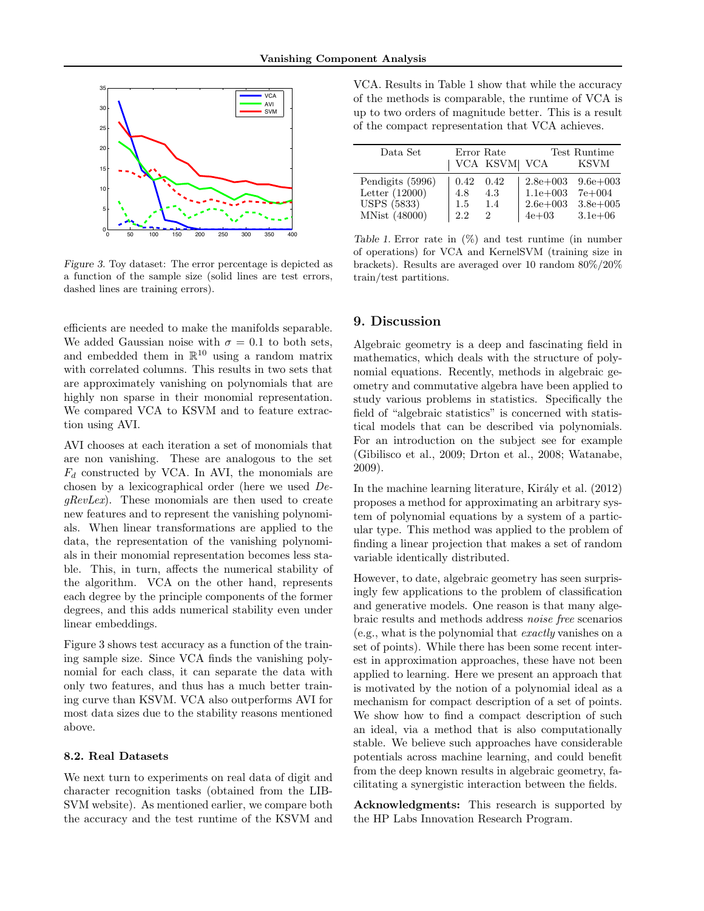Figure 3. Toy dataset: The error percentage is depicted as a function of the sample size (solid lines are test errors, dashed lines are training errors).

efficients are needed to make the manifolds separable. We added Gaussian noise with $\sigma = 0.1$ to both sets, and embedded them in $\mathbb{R}^{10}$ using a random matrix with correlated columns. This results in two sets that are approximately vanishing on polynomials that are highly non sparse in their monomial representation. We compared VCA to KSVM and to feature extraction using AVI.

AVI chooses at each iteration a set of monomials that are non vanishing. These are analogous to the set $F_d$ constructed by VCA. In AVI, the monomials are chosen by a lexicographical order (here we used *DegRevLex*). These monomials are then used to create new features and to represent the vanishing polynomials. When linear transformations are applied to the data, the representation of the vanishing polynomials in their monomial representation becomes less stable. This, in turn, affects the numerical stability of the algorithm. VCA on the other hand, represents each degree by the principle components of the former degrees, and this adds numerical stability even under linear embeddings.

Figure 3 shows test accuracy as a function of the training sample size. Since VCA finds the vanishing polynomial for each class, it can separate the data with only two features, and thus has a much better training curve than KSVM. VCA also outperforms AVI for most data sizes due to the stability reasons mentioned above.

### 8.2. Real Datasets

We next turn to experiments on real data of digit and character recognition tasks (obtained from the LIBSVM website). As mentioned earlier, we compare both the accuracy and the test runtime of the KSVM and VCA. Results in Table 1 show that while the accuracy of the methods is comparable, the runtime of VCA is up to two orders of magnitude better. This is a result of the compact representation that VCA achieves.

| Data Set | Error Rate | | Test Runtime | |
|---|---|---|---|---|
| | VCA | KSVM | VCA | KSVM |
| Pendigits (5996) | 0.42 | 0.42 | 2.8e+003 | 9.6e+003 |
| Letter (12000) | 4.8 | 4.3 | 1.1e+003 | 7e+004 |
| USPS (5833) | 1.5 | 1.4 | 2.6e+003 | 3.8e+005 |
| MNist (48000) | 2.2 | 2 | 4e+03 | 3.1e+06 |

Table 1. Error rate in (%) and test runtime (in number of operations) for VCA and KernelSVM (training size in brackets). Results are averaged over 10 random 80%/20% train/test partitions.

## 9. Discussion

Algebraic geometry is a deep and fascinating field in mathematics, which deals with the structure of polynomial equations. Recently, methods in algebraic geometry and commutative algebra have been applied to study various problems in statistics. Specifically the field of "algebraic statistics" is concerned with statistical models that can be described via polynomials. For an introduction on the subject see for example (Gibilisco et al., 2009; Drton et al., 2008; Watanabe, 2009).

In the machine learning literature, Király et al. (2012) proposes a method for approximating an arbitrary system of polynomial equations by a system of a particular type. This method was applied to the problem of finding a linear projection that makes a set of random variable identically distributed.

However, to date, algebraic geometry has seen surprisingly few applications to the problem of classification and generative models. One reason is that many algebraic results and methods address *noise free* scenarios (e.g., what is the polynomial that *exactly* vanishes on a set of points). While there has been some recent interest in approximation approaches, these have not been applied to learning. Here we present an approach that is motivated by the notion of a polynomial ideal as a mechanism for compact description of a set of points. We show how to find a compact description of such an ideal, via a method that is also computationally stable. We believe such approaches have considerable potentials across machine learning, and could benefit from the deep known results in algebraic geometry, facilitating a synergistic interaction between the fields.

**Acknowledgments:** This research is supported by the HP Labs Innovation Research Program.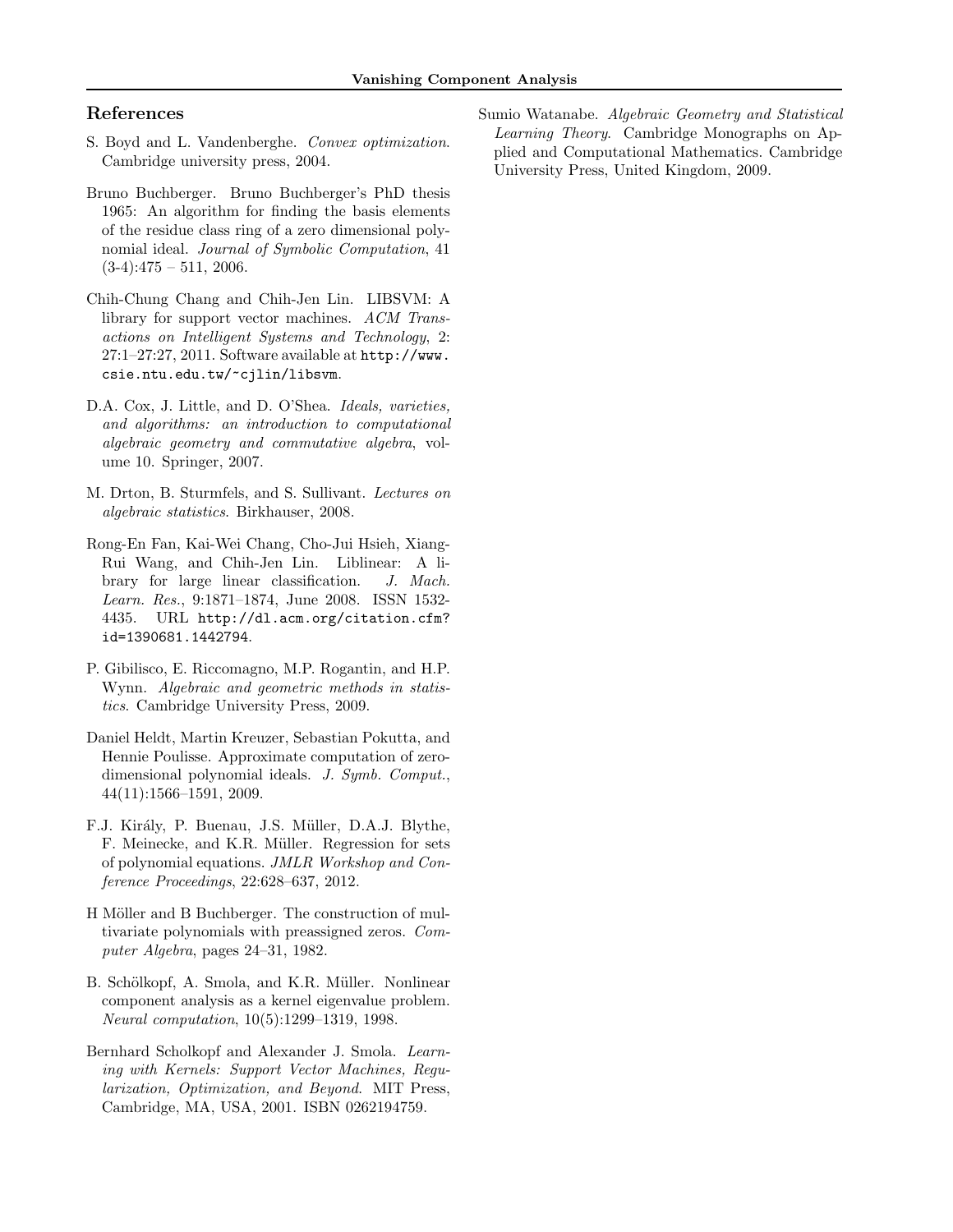## References

S. Boyd and L. Vandenberghe. *Convex optimization*. Cambridge university press, 2004.

Bruno Buchberger. Bruno Buchberger's PhD thesis 1965: An algorithm for finding the basis elements of the residue class ring of a zero dimensional polynomial ideal. *Journal of Symbolic Computation*, 41 (3-4):475 – 511, 2006.

Chih-Chung Chang and Chih-Jen Lin. LIBSVM: A library for support vector machines. *ACM Transactions on Intelligent Systems and Technology*, 2: 27:1–27:27, 2011. Software available at `http://www.csie.ntu.edu.tw/~cjlin/libsvm`.

D.A. Cox, J. Little, and D. O'Shea. *Ideals, varieties, and algorithms: an introduction to computational algebraic geometry and commutative algebra*, volume 10. Springer, 2007.

M. Drton, B. Sturmfels, and S. Sullivant. *Lectures on algebraic statistics*. Birkhauser, 2008.

Rong-En Fan, Kai-Wei Chang, Cho-Jui Hsieh, Xiang-Rui Wang, and Chih-Jen Lin. Liblinear: A library for large linear classification. *J. Mach. Learn. Res.*, 9:1871–1874, June 2008. ISSN 1532-4435. URL `http://dl.acm.org/citation.cfm?id=1390681.1442794`.

P. Gibilisco, E. Riccomagno, M.P. Rogantin, and H.P. Wynn. *Algebraic and geometric methods in statistics*. Cambridge University Press, 2009.

Daniel Heldt, Martin Kreuzer, Sebastian Pokutta, and Hennie Poulisse. Approximate computation of zero-dimensional polynomial ideals. *J. Symb. Comput.*, 44(11):1566–1591, 2009.

F.J. Király, P. Buenau, J.S. Müller, D.A.J. Blythe, F. Meinecke, and K.R. Müller. Regression for sets of polynomial equations. *JMLR Workshop and Conference Proceedings*, 22:628–637, 2012.

H Möller and B Buchberger. The construction of multivariate polynomials with preassigned zeros. *Computer Algebra*, pages 24–31, 1982.

B. Schölkopf, A. Smola, and K.R. Müller. Nonlinear component analysis as a kernel eigenvalue problem. *Neural computation*, 10(5):1299–1319, 1998.

Bernhard Scholkopf and Alexander J. Smola. *Learning with Kernels: Support Vector Machines, Regularization, Optimization, and Beyond*. MIT Press, Cambridge, MA, USA, 2001. ISBN 0262194759.

Sumio Watanabe. *Algebraic Geometry and Statistical Learning Theory*. Cambridge Monographs on Applied and Computational Mathematics. Cambridge University Press, United Kingdom, 2009.